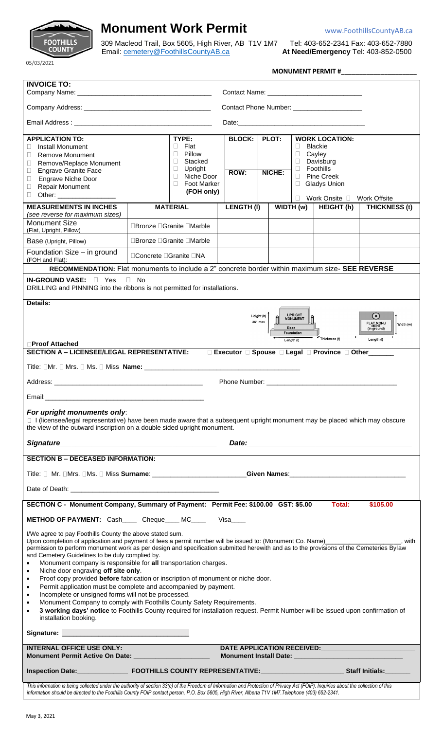# Monument Work Permit

www.FoothillsCountyAB.ca

309 Macleod Trail, Box 5605, High River, AB T1V 1M7 Tel: 403-652-2341 Fax: 403-652-7880
Email: cemetery@FoothillsCountyAB.ca **At Need/Emergency** Tel: 403-852-0500

05/03/2021

**MONUMENT PERMIT #\_\_\_\_\_\_\_\_\_\_\_\_\_\_\_\_\_\_\_\_**

**INVOICE TO:**

Company Name: \_\_\_\_\_\_\_\_\_\_\_\_\_\_\_\_\_\_\_\_\_\_\_\_\_\_\_\_\_\_\_ Contact Name: \_\_\_\_\_\_\_\_\_\_\_\_\_\_\_\_\_\_\_\_\_\_\_\_

Company Address: \_\_\_\_\_\_\_\_\_\_\_\_\_\_\_\_\_\_\_\_\_\_\_\_\_\_\_\_\_\_\_ Contact Phone Number: \_\_\_\_\_\_\_\_\_\_\_\_\_\_\_\_\_\_

Email Address : \_\_\_\_\_\_\_\_\_\_\_\_\_\_\_\_\_\_\_\_\_\_\_\_\_\_\_\_\_\_\_ Date: \_\_\_\_\_\_\_\_\_\_\_\_\_\_\_\_\_\_\_\_\_\_\_\_\_\_\_\_\_\_\_

| APPLICATION TO: | TYPE: | BLOCK: | PLOT: | WORK LOCATION: |
|---|---|---|---|---|
| ☐ Install Monument<br>☐ Remove Monument<br>☐ Remove/Replace Monument<br>☐ Engrave Granite Face<br>☐ Engrave Niche Door<br>☐ Repair Monument<br>☐ Other: \_\_\_\_\_\_\_\_\_\_\_\_ | ☐ Flat<br>☐ Pillow<br>☐ Stacked<br>☐ Upright<br>☐ Niche Door<br>☐ Foot Marker (FOH only) | ROW: | NICHE: | ☐ Blackie<br>☐ Cayley<br>☐ Davisburg<br>☐ Foothills<br>☐ Pine Creek<br>☐ Gladys Union<br>☐ Work Onsite ☐ Work Offsite |

| MEASUREMENTS IN INCHES (see reverse for maximum sizes) | MATERIAL | LENGTH (l) | WIDTH (w) | HEIGHT (h) | THICKNESS (t) |
|---|---|---|---|---|---|
| Monument Size (Flat, Upright, Pillow) | ☐Bronze ☐Granite ☐Marble | | | | |
| Base (Upright, Pillow) | ☐Bronze ☐Granite ☐Marble | | | | |
| Foundation Size – in ground (FOH and Flat): | ☐Concrete ☐Granite ☐NA | | | | |

**RECOMMENDATION:** Flat monuments to include a 2" concrete border within maximum size- **SEE REVERSE**

**IN-GROUND VASE:** ☐ Yes ☐ No
DRILLING and PINNING into the ribbons is not permitted for installations.

**Details:**

Height (h) 36" max — UPRIGHT MONUMENT — Base — Foundation — Length (l) — Thickness (t) — FLAT MONUMENT (in ground) — Width (w) — Length (l)

☐**Proof Attached**

**SECTION A – LICENSEE/LEGAL REPRESENTATIVE:** ☐ **Executor** ☐ **Spouse** ☐ **Legal** ☐ **Province** ☐ **Other**\_\_\_\_\_\_

Title: ☐Mr. ☐ Mrs. ☐ Ms. ☐ Miss **Name:** \_\_\_\_\_\_\_\_\_\_\_\_\_\_\_\_\_\_\_\_\_\_\_\_\_\_\_\_\_\_\_\_\_\_\_\_\_\_\_\_

Address: \_\_\_\_\_\_\_\_\_\_\_\_\_\_\_\_\_\_\_\_\_\_\_\_\_\_\_\_\_\_\_\_\_\_\_\_ Phone Number: \_\_\_\_\_\_\_\_\_\_\_\_\_\_\_\_\_\_\_\_\_\_\_\_\_\_\_\_\_\_

Email: \_\_\_\_\_\_\_\_\_\_\_\_\_\_\_\_\_\_\_\_\_\_\_\_\_\_\_\_\_\_\_\_\_\_\_\_\_\_\_\_

***For upright monuments only*:**
☐ I (licensee/legal representative) have been made aware that a subsequent upright monument may be placed which may obscure the view of the outward inscription on a double sided upright monument.

***Signature***\_\_\_\_\_\_\_\_\_\_\_\_\_\_\_\_\_\_\_\_\_\_\_\_\_\_\_\_\_\_\_\_\_\_\_\_ ***Date:***\_\_\_\_\_\_\_\_\_\_\_\_\_\_\_\_\_\_\_\_\_\_\_\_\_\_\_\_\_\_\_\_\_\_\_\_

**SECTION B – DECEASED INFORMATION:**

Title: ☐ Mr. ☐Mrs. ☐Ms. ☐ Miss **Surname**: \_\_\_\_\_\_\_\_\_\_\_\_\_\_\_\_\_\_\_\_\_\_\_\_ **Given Names**:\_\_\_\_\_\_\_\_\_\_\_\_\_\_\_\_\_\_\_\_\_\_\_\_\_\_\_\_

Date of Death: \_\_\_\_\_\_\_\_\_\_\_\_\_\_\_\_\_\_\_\_\_\_\_\_\_\_\_\_\_\_\_\_\_\_\_\_\_\_

**SECTION C - Monument Company, Summary of Payment: Permit Fee: $100.00 GST: $5.00 Total: $105.00**

**METHOD OF PAYMENT:** Cash\_\_\_\_ Cheque\_\_\_\_ MC\_\_\_\_ Visa\_\_\_\_

I/We agree to pay Foothills County the above stated sum.
Upon completion of application and payment of fees a permit number will be issued to: (Monument Co. Name)\_\_\_\_\_\_\_\_\_\_\_\_\_\_\_\_\_\_\_\_, with permission to perform monument work as per design and specification submitted herewith and as to the provisions of the Cemeteries Bylaw and Cemetery Guidelines to be duly complied by.

- Monument company is responsible for **all** transportation charges.
- Niche door engraving **off site only**.
- Proof copy provided **before** fabrication or inscription of monument or niche door.
- Permit application must be complete and accompanied by payment.
- Incomplete or unsigned forms will not be processed.
- Monument Company to comply with Foothills County Safety Requirements.
- **3 working days' notice** to Foothills County required for installation request. Permit Number will be issued upon confirmation of installation booking.

**Signature:** \_\_\_\_\_\_\_\_\_\_\_\_\_\_\_\_\_\_\_\_\_\_\_\_\_\_\_\_\_\_\_\_

**INTERNAL OFFICE USE ONLY:** **DATE APPLICATION RECEIVED:**\_\_\_\_\_\_\_\_\_\_\_\_\_\_\_\_\_\_\_\_\_\_
**Monument Permit Active On Date:** \_\_\_\_\_\_\_\_\_\_\_\_\_\_\_\_\_\_\_\_ **Monument Install Date:** \_\_\_\_\_\_\_\_\_\_\_\_\_\_\_\_\_\_\_\_\_\_\_\_\_\_

**Inspection Date:**\_\_\_\_\_\_\_\_\_\_\_\_\_\_ **FOOTHILLS COUNTY REPRESENTATIVE:**\_\_\_\_\_\_\_\_\_\_\_\_\_\_\_\_\_\_\_\_\_\_ **Staff Initials:**\_\_\_\_\_\_\_

*This information is being collected under the authority of section 33(c) of the Freedom of Information and Protection of Privacy Act (FOIP). Inquiries about the collection of this information should be directed to the Foothills County FOIP contact person, P.O. Box 5605, High River, Alberta T1V 1M7.Telephone (403) 652-2341.*

May 3, 2021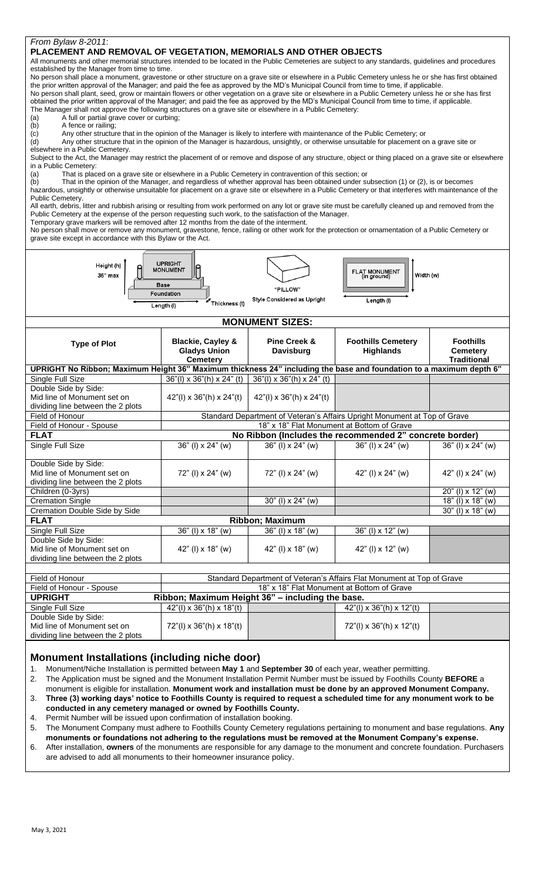*From Bylaw 8-2011*:

**PLACEMENT AND REMOVAL OF VEGETATION, MEMORIALS AND OTHER OBJECTS**

All monuments and other memorial structures intended to be located in the Public Cemeteries are subject to any standards, guidelines and procedures established by the Manager from time to time.

No person shall place a monument, gravestone or other structure on a grave site or elsewhere in a Public Cemetery unless he or she has first obtained the prior written approval of the Manager; and paid the fee as approved by the MD's Municipal Council from time to time, if applicable.

No person shall plant, seed, grow or maintain flowers or other vegetation on a grave site or elsewhere in a Public Cemetery unless he or she has first obtained the prior written approval of the Manager; and paid the fee as approved by the MD's Municipal Council from time to time, if applicable.

The Manager shall not approve the following structures on a grave site or elsewhere in a Public Cemetery:

(a) A full or partial grave cover or curbing;
(b) A fence or railing;
(c) Any other structure that in the opinion of the Manager is likely to interfere with maintenance of the Public Cemetery; or
(d) Any other structure that in the opinion of the Manager is hazardous, unsightly, or otherwise unsuitable for placement on a grave site or elsewhere in a Public Cemetery.

Subject to the Act, the Manager may restrict the placement of or remove and dispose of any structure, object or thing placed on a grave site or elsewhere in a Public Cemetery:

(a) That is placed on a grave site or elsewhere in a Public Cemetery in contravention of this section; or
(b) That in the opinion of the Manager, and regardless of whether approval has been obtained under subsection (1) or (2), is or becomes hazardous, unsightly or otherwise unsuitable for placement on a grave site or elsewhere in a Public Cemetery or that interferes with maintenance of the Public Cemetery.

All earth, debris, litter and rubbish arising or resulting from work performed on any lot or grave site must be carefully cleaned up and removed from the Public Cemetery at the expense of the person requesting such work, to the satisfaction of the Manager.

Temporary grave markers will be removed after 12 months from the date of the interment.

No person shall move or remove any monument, gravestone, fence, railing or other work for the protection or ornamentation of a Public Cemetery or grave site except in accordance with this Bylaw or the Act.

Height (h) 36" max
UPRIGHT MONUMENT
Base
Foundation
Length (l)
Thickness (t)
"PILLOW" Style Considered as Upright
FLAT MONUMENT (in ground)
Width (w)
Length (l)

**MONUMENT SIZES:**

| Type of Plot | Blackie, Cayley & Gladys Union Cemetery | Pine Creek & Davisburg | Foothills Cemetery Highlands | Foothills Cemetery Traditional |
|---|---|---|---|---|
| **UPRIGHT No Ribbon; Maximum Height 36" Maximum thickness 24" including the base and foundation to a maximum depth 6"** | | | | |
| Single Full Size | 36"(l) x 36"(h) x 24" (t) | 36"(l) x 36"(h) x 24" (t) | | |
| Double Side by Side: Mid line of Monument set on dividing line between the 2 plots | 42"(l) x 36"(h) x 24"(t) | 42"(l) x 36"(h) x 24"(t) | | |
| Field of Honour | Standard Department of Veteran's Affairs Upright Monument at Top of Grave | | | |
| Field of Honour - Spouse | 18" x 18" Flat Monument at Bottom of Grave | | | |
| **FLAT** | **No Ribbon (Includes the recommended 2" concrete border)** | | | |
| Single Full Size | 36" (l) x 24" (w) | 36" (l) x 24" (w) | 36" (l) x 24" (w) | 36" (l) x 24" (w) |
| Double Side by Side: Mid line of Monument set on dividing line between the 2 plots | 72" (l) x 24" (w) | 72" (l) x 24" (w) | 42" (l) x 24" (w) | 42" (l) x 24" (w) |
| Children (0-3yrs) | | | | 20" (l) x 12" (w) |
| Cremation Single | | 30" (l) x 24" (w) | | 18" (l) x 18" (w) |
| Cremation Double Side by Side | | | | 30" (l) x 18" (w) |
| **FLAT** | **Ribbon; Maximum** | | | |
| Single Full Size | 36" (l) x 18" (w) | 36" (l) x 18" (w) | 36" (l) x 12" (w) | |
| Double Side by Side: Mid line of Monument set on dividing line between the 2 plots | 42" (l) x 18" (w) | 42" (l) x 18" (w) | 42" (l) x 12" (w) | |
| Field of Honour | Standard Department of Veteran's Affairs Flat Monument at Top of Grave | | | |
| Field of Honour - Spouse | 18" x 18" Flat Monument at Bottom of Grave | | | |
| **UPRIGHT** | **Ribbon; Maximum Height 36" – including the base.** | | | |
| Single Full Size | 42"(l) x 36"(h) x 18"(t) | | 42"(l) x 36"(h) x 12"(t) | |
| Double Side by Side: Mid line of Monument set on dividing line between the 2 plots | 72"(l) x 36"(h) x 18"(t) | | 72"(l) x 36"(h) x 12"(t) | |

## Monument Installations (including niche door)

1. Monument/Niche Installation is permitted between **May 1** and **September 30** of each year, weather permitting.
2. The Application must be signed and the Monument Installation Permit Number must be issued by Foothills County **BEFORE** a monument is eligible for installation. **Monument work and installation must be done by an approved Monument Company.**
3. **Three (3) working days' notice to Foothills County is required to request a scheduled time for any monument work to be conducted in any cemetery managed or owned by Foothills County.**
4. Permit Number will be issued upon confirmation of installation booking.
5. The Monument Company must adhere to Foothills County Cemetery regulations pertaining to monument and base regulations. **Any monuments or foundations not adhering to the regulations must be removed at the Monument Company's expense.**
6. After installation, **owners** of the monuments are responsible for any damage to the monument and concrete foundation. Purchasers are advised to add all monuments to their homeowner insurance policy.

May 3, 2021